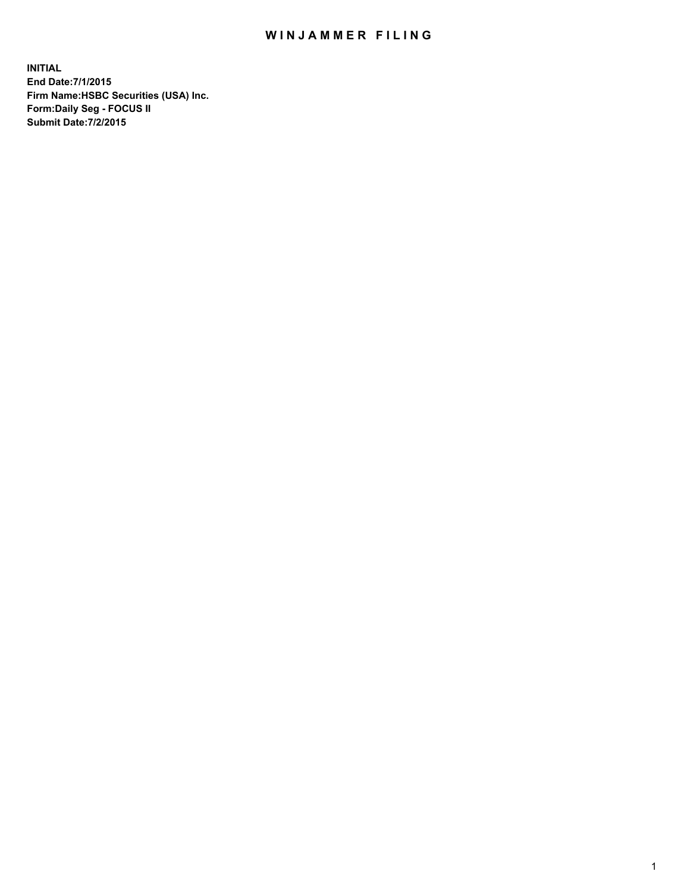# WINJAMMER FILING

**INITIAL**
**End Date:7/1/2015**
**Firm Name:HSBC Securities (USA) Inc.**
**Form:Daily Seg - FOCUS II**
**Submit Date:7/2/2015**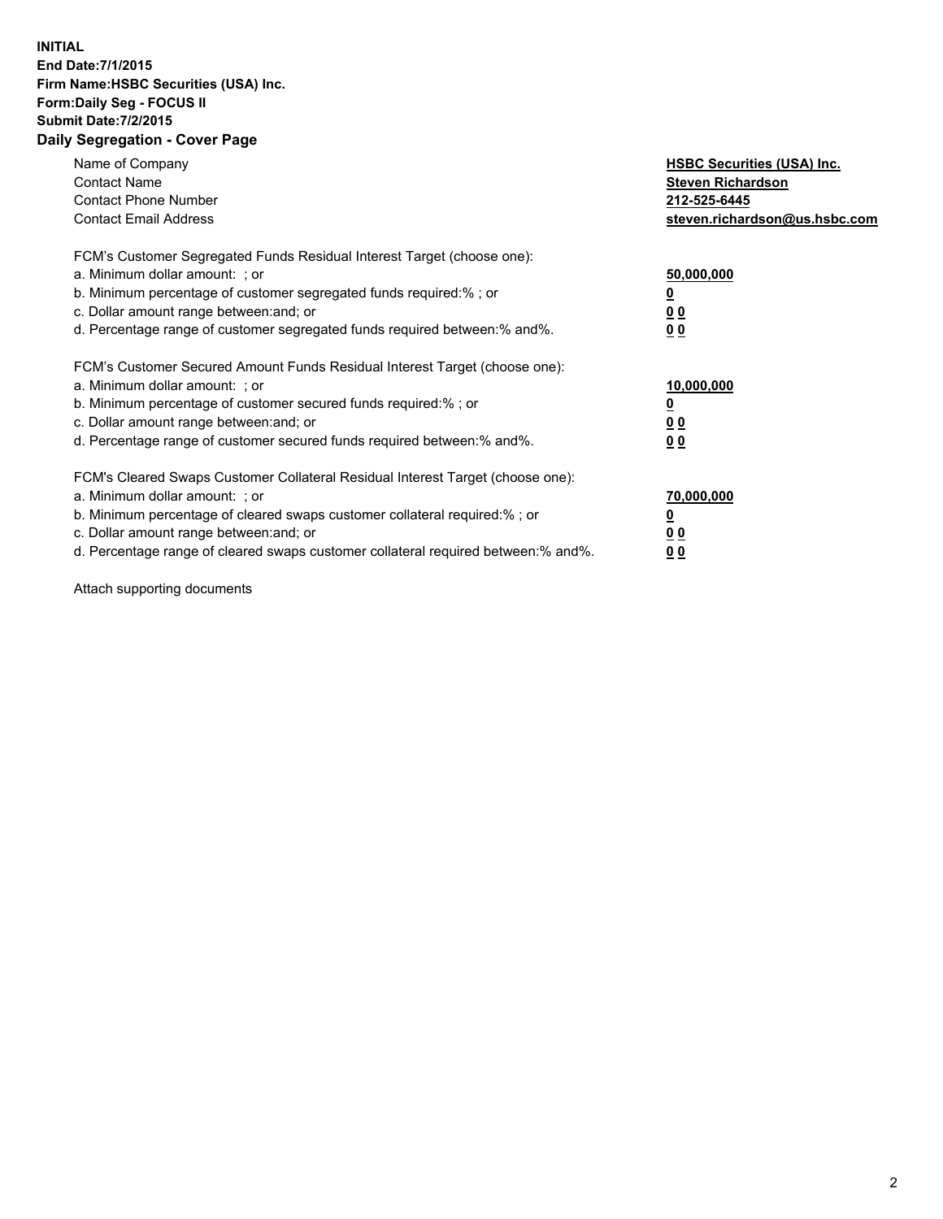**INITIAL**
**End Date:7/1/2015**
**Firm Name:HSBC Securities (USA) Inc.**
**Form:Daily Seg - FOCUS II**
**Submit Date:7/2/2015**

## Daily Segregation - Cover Page

| | |
|---|---|
| Name of Company | **HSBC Securities (USA) Inc.** |
| Contact Name | **Steven Richardson** |
| Contact Phone Number | **212-525-6445** |
| Contact Email Address | **steven.richardson@us.hsbc.com** |

| | |
|---|---|
| FCM's Customer Segregated Funds Residual Interest Target (choose one): | |
| a. Minimum dollar amount: ; or | **50,000,000** |
| b. Minimum percentage of customer segregated funds required:% ; or | **0** |
| c. Dollar amount range between:and; or | **0 0** |
| d. Percentage range of customer segregated funds required between:% and%. | **0 0** |

| | |
|---|---|
| FCM's Customer Secured Amount Funds Residual Interest Target (choose one): | |
| a. Minimum dollar amount: ; or | **10,000,000** |
| b. Minimum percentage of customer secured funds required:% ; or | **0** |
| c. Dollar amount range between:and; or | **0 0** |
| d. Percentage range of customer secured funds required between:% and%. | **0 0** |

| | |
|---|---|
| FCM's Cleared Swaps Customer Collateral Residual Interest Target (choose one): | |
| a. Minimum dollar amount: ; or | **70,000,000** |
| b. Minimum percentage of cleared swaps customer collateral required:% ; or | **0** |
| c. Dollar amount range between:and; or | **0 0** |
| d. Percentage range of cleared swaps customer collateral required between:% and%. | **0 0** |

Attach supporting documents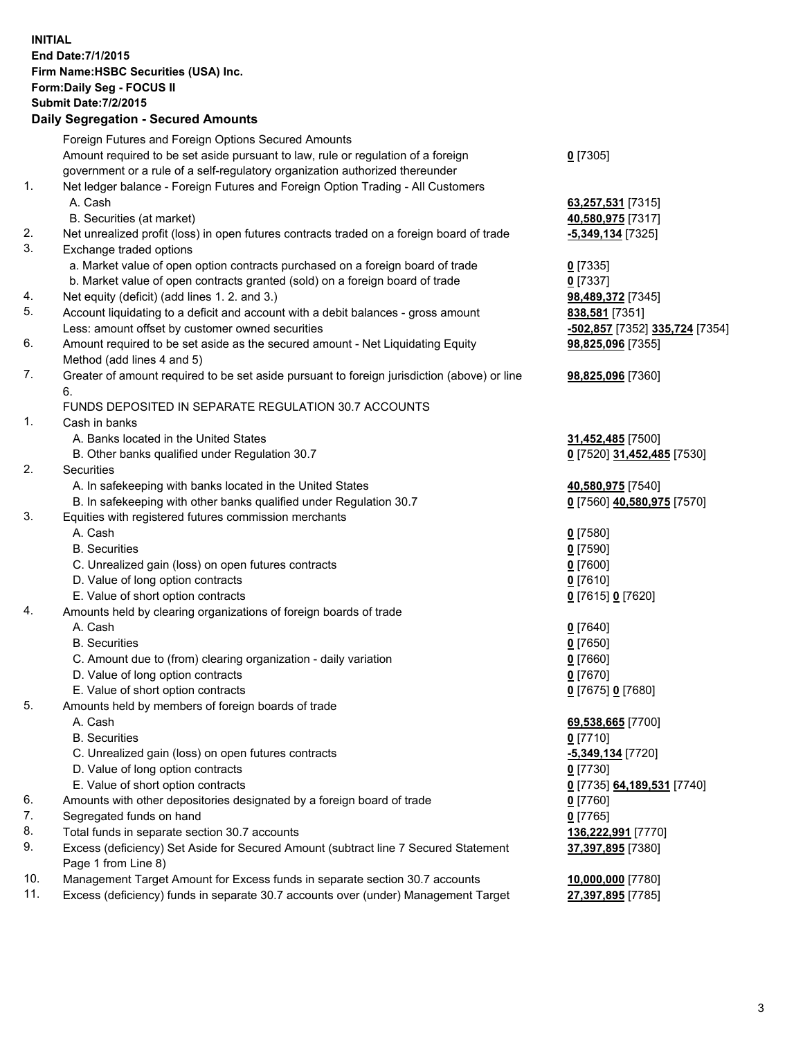**INITIAL**
**End Date:7/1/2015**
**Firm Name:HSBC Securities (USA) Inc.**
**Form:Daily Seg - FOCUS II**
**Submit Date:7/2/2015**

## Daily Segregation - Secured Amounts

| | | |
|---|---|---|
| | Foreign Futures and Foreign Options Secured Amounts | |
| | Amount required to be set aside pursuant to law, rule or regulation of a foreign government or a rule of a self-regulatory organization authorized thereunder | **0** [7305] |
| 1. | Net ledger balance - Foreign Futures and Foreign Option Trading - All Customers | |
| | A. Cash | **63,257,531** [7315] |
| | B. Securities (at market) | **40,580,975** [7317] |
| 2. | Net unrealized profit (loss) in open futures contracts traded on a foreign board of trade | **-5,349,134** [7325] |
| 3. | Exchange traded options | |
| | a. Market value of open option contracts purchased on a foreign board of trade | **0** [7335] |
| | b. Market value of open contracts granted (sold) on a foreign board of trade | **0** [7337] |
| 4. | Net equity (deficit) (add lines 1. 2. and 3.) | **98,489,372** [7345] |
| 5. | Account liquidating to a deficit and account with a debit balances - gross amount | **838,581** [7351] |
| | Less: amount offset by customer owned securities | **-502,857** [7352] **335,724** [7354] |
| 6. | Amount required to be set aside as the secured amount - Net Liquidating Equity Method (add lines 4 and 5) | **98,825,096** [7355] |
| 7. | Greater of amount required to be set aside pursuant to foreign jurisdiction (above) or line 6. | **98,825,096** [7360] |
| | FUNDS DEPOSITED IN SEPARATE REGULATION 30.7 ACCOUNTS | |
| 1. | Cash in banks | |
| | A. Banks located in the United States | **31,452,485** [7500] |
| | B. Other banks qualified under Regulation 30.7 | **0** [7520] **31,452,485** [7530] |
| 2. | Securities | |
| | A. In safekeeping with banks located in the United States | **40,580,975** [7540] |
| | B. In safekeeping with other banks qualified under Regulation 30.7 | **0** [7560] **40,580,975** [7570] |
| 3. | Equities with registered futures commission merchants | |
| | A. Cash | **0** [7580] |
| | B. Securities | **0** [7590] |
| | C. Unrealized gain (loss) on open futures contracts | **0** [7600] |
| | D. Value of long option contracts | **0** [7610] |
| | E. Value of short option contracts | **0** [7615] **0** [7620] |
| 4. | Amounts held by clearing organizations of foreign boards of trade | |
| | A. Cash | **0** [7640] |
| | B. Securities | **0** [7650] |
| | C. Amount due to (from) clearing organization - daily variation | **0** [7660] |
| | D. Value of long option contracts | **0** [7670] |
| | E. Value of short option contracts | **0** [7675] **0** [7680] |
| 5. | Amounts held by members of foreign boards of trade | |
| | A. Cash | **69,538,665** [7700] |
| | B. Securities | **0** [7710] |
| | C. Unrealized gain (loss) on open futures contracts | **-5,349,134** [7720] |
| | D. Value of long option contracts | **0** [7730] |
| | E. Value of short option contracts | **0** [7735] **64,189,531** [7740] |
| 6. | Amounts with other depositories designated by a foreign board of trade | **0** [7760] |
| 7. | Segregated funds on hand | **0** [7765] |
| 8. | Total funds in separate section 30.7 accounts | **136,222,991** [7770] |
| 9. | Excess (deficiency) Set Aside for Secured Amount (subtract line 7 Secured Statement Page 1 from Line 8) | **37,397,895** [7380] |
| 10. | Management Target Amount for Excess funds in separate section 30.7 accounts | **10,000,000** [7780] |
| 11. | Excess (deficiency) funds in separate 30.7 accounts over (under) Management Target | **27,397,895** [7785] |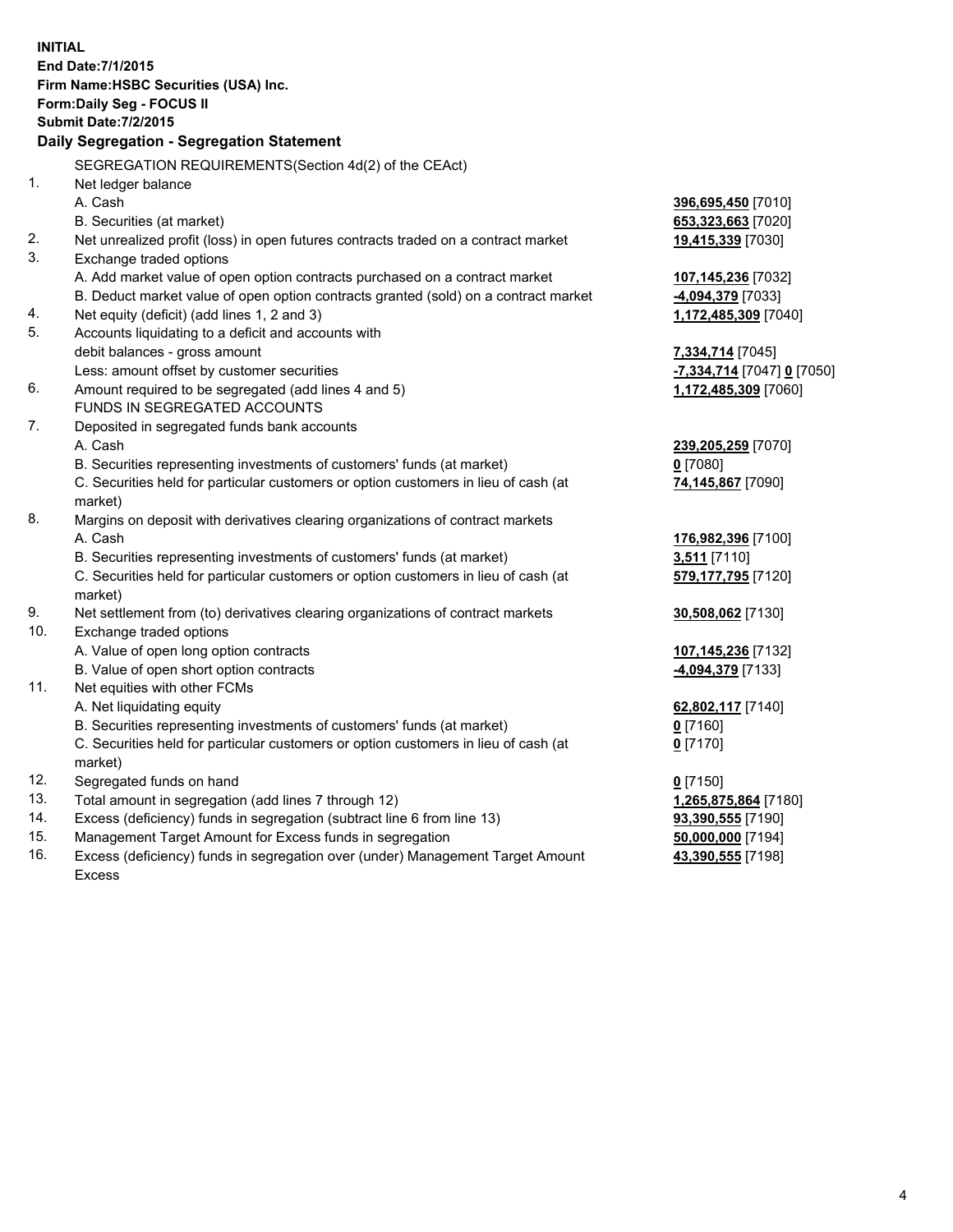**INITIAL**
**End Date:7/1/2015**
**Firm Name:HSBC Securities (USA) Inc.**
**Form:Daily Seg - FOCUS II**
**Submit Date:7/2/2015**

### Daily Segregation - Segregation Statement

| | | |
|---|---|---|
| | SEGREGATION REQUIREMENTS(Section 4d(2) of the CEAct) | |
| 1. | Net ledger balance | |
| | A. Cash | **396,695,450** [7010] |
| | B. Securities (at market) | **653,323,663** [7020] |
| 2. | Net unrealized profit (loss) in open futures contracts traded on a contract market | **19,415,339** [7030] |
| 3. | Exchange traded options | |
| | A. Add market value of open option contracts purchased on a contract market | **107,145,236** [7032] |
| | B. Deduct market value of open option contracts granted (sold) on a contract market | **-4,094,379** [7033] |
| 4. | Net equity (deficit) (add lines 1, 2 and 3) | **1,172,485,309** [7040] |
| 5. | Accounts liquidating to a deficit and accounts with debit balances - gross amount | **7,334,714** [7045] |
| | Less: amount offset by customer securities | **-7,334,714** [7047] **0** [7050] |
| 6. | Amount required to be segregated (add lines 4 and 5) | **1,172,485,309** [7060] |
| | FUNDS IN SEGREGATED ACCOUNTS | |
| 7. | Deposited in segregated funds bank accounts | |
| | A. Cash | **239,205,259** [7070] |
| | B. Securities representing investments of customers' funds (at market) | **0** [7080] |
| | C. Securities held for particular customers or option customers in lieu of cash (at market) | **74,145,867** [7090] |
| 8. | Margins on deposit with derivatives clearing organizations of contract markets | |
| | A. Cash | **176,982,396** [7100] |
| | B. Securities representing investments of customers' funds (at market) | **3,511** [7110] |
| | C. Securities held for particular customers or option customers in lieu of cash (at market) | **579,177,795** [7120] |
| 9. | Net settlement from (to) derivatives clearing organizations of contract markets | **30,508,062** [7130] |
| 10. | Exchange traded options | |
| | A. Value of open long option contracts | **107,145,236** [7132] |
| | B. Value of open short option contracts | **-4,094,379** [7133] |
| 11. | Net equities with other FCMs | |
| | A. Net liquidating equity | **62,802,117** [7140] |
| | B. Securities representing investments of customers' funds (at market) | **0** [7160] |
| | C. Securities held for particular customers or option customers in lieu of cash (at market) | **0** [7170] |
| 12. | Segregated funds on hand | **0** [7150] |
| 13. | Total amount in segregation (add lines 7 through 12) | **1,265,875,864** [7180] |
| 14. | Excess (deficiency) funds in segregation (subtract line 6 from line 13) | **93,390,555** [7190] |
| 15. | Management Target Amount for Excess funds in segregation | **50,000,000** [7194] |
| 16. | Excess (deficiency) funds in segregation over (under) Management Target Amount Excess | **43,390,555** [7198] |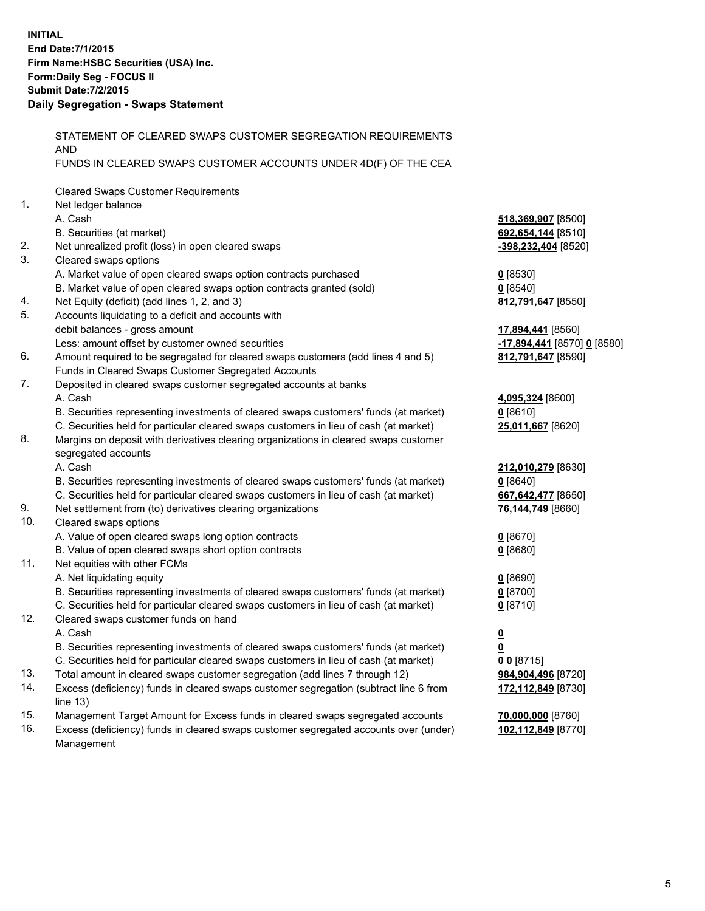**INITIAL**
**End Date:7/1/2015**
**Firm Name:HSBC Securities (USA) Inc.**
**Form:Daily Seg - FOCUS II**
**Submit Date:7/2/2015**
**Daily Segregation - Swaps Statement**

STATEMENT OF CLEARED SWAPS CUSTOMER SEGREGATION REQUIREMENTS AND FUNDS IN CLEARED SWAPS CUSTOMER ACCOUNTS UNDER 4D(F) OF THE CEA

| | | |
|---|---|---|
| | Cleared Swaps Customer Requirements | |
| 1. | Net ledger balance | |
| | A. Cash | **518,369,907** [8500] |
| | B. Securities (at market) | **692,654,144** [8510] |
| 2. | Net unrealized profit (loss) in open cleared swaps | **-398,232,404** [8520] |
| 3. | Cleared swaps options | |
| | A. Market value of open cleared swaps option contracts purchased | **0** [8530] |
| | B. Market value of open cleared swaps option contracts granted (sold) | **0** [8540] |
| 4. | Net Equity (deficit) (add lines 1, 2, and 3) | **812,791,647** [8550] |
| 5. | Accounts liquidating to a deficit and accounts with debit balances - gross amount | **17,894,441** [8560] |
| | Less: amount offset by customer owned securities | **-17,894,441** [8570] **0** [8580] |
| 6. | Amount required to be segregated for cleared swaps customers (add lines 4 and 5) | **812,791,647** [8590] |
| | Funds in Cleared Swaps Customer Segregated Accounts | |
| 7. | Deposited in cleared swaps customer segregated accounts at banks | |
| | A. Cash | **4,095,324** [8600] |
| | B. Securities representing investments of cleared swaps customers' funds (at market) | **0** [8610] |
| | C. Securities held for particular cleared swaps customers in lieu of cash (at market) | **25,011,667** [8620] |
| 8. | Margins on deposit with derivatives clearing organizations in cleared swaps customer segregated accounts | |
| | A. Cash | **212,010,279** [8630] |
| | B. Securities representing investments of cleared swaps customers' funds (at market) | **0** [8640] |
| | C. Securities held for particular cleared swaps customers in lieu of cash (at market) | **667,642,477** [8650] |
| 9. | Net settlement from (to) derivatives clearing organizations | **76,144,749** [8660] |
| 10. | Cleared swaps options | |
| | A. Value of open cleared swaps long option contracts | **0** [8670] |
| | B. Value of open cleared swaps short option contracts | **0** [8680] |
| 11. | Net equities with other FCMs | |
| | A. Net liquidating equity | **0** [8690] |
| | B. Securities representing investments of cleared swaps customers' funds (at market) | **0** [8700] |
| | C. Securities held for particular cleared swaps customers in lieu of cash (at market) | **0** [8710] |
| 12. | Cleared swaps customer funds on hand | |
| | A. Cash | **0** |
| | B. Securities representing investments of cleared swaps customers' funds (at market) | **0** |
| | C. Securities held for particular cleared swaps customers in lieu of cash (at market) | **0** **0** [8715] |
| 13. | Total amount in cleared swaps customer segregation (add lines 7 through 12) | **984,904,496** [8720] |
| 14. | Excess (deficiency) funds in cleared swaps customer segregation (subtract line 6 from line 13) | **172,112,849** [8730] |
| 15. | Management Target Amount for Excess funds in cleared swaps segregated accounts | **70,000,000** [8760] |
| 16. | Excess (deficiency) funds in cleared swaps customer segregated accounts over (under) Management | **102,112,849** [8770] |